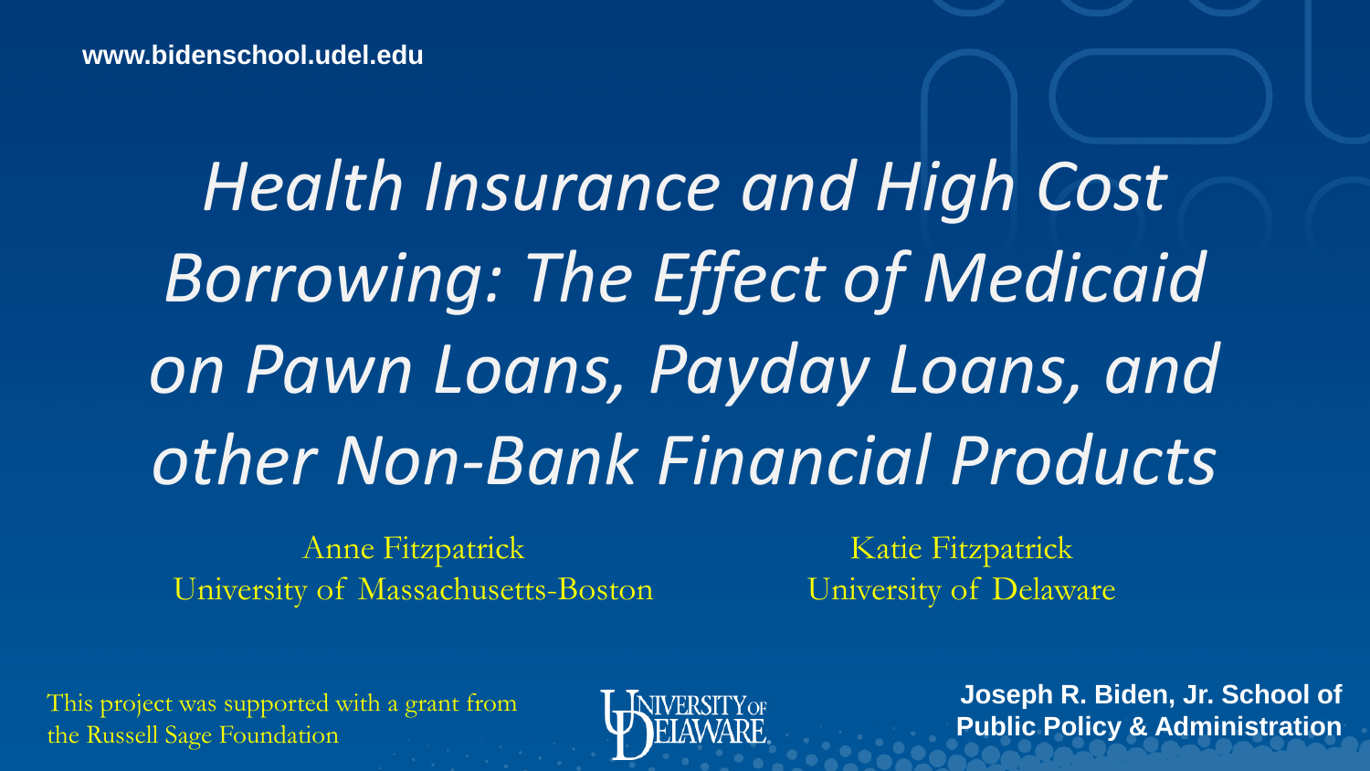www.bidenschool.udel.edu

# *Health Insurance and High Cost Borrowing: The Effect of Medicaid on Pawn Loans, Payday Loans, and other Non-Bank Financial Products*

Anne Fitzpatrick
University of Massachusetts-Boston

Katie Fitzpatrick
University of Delaware

This project was supported with a grant from the Russell Sage Foundation

University of Delaware

**Joseph R. Biden, Jr. School of Public Policy & Administration**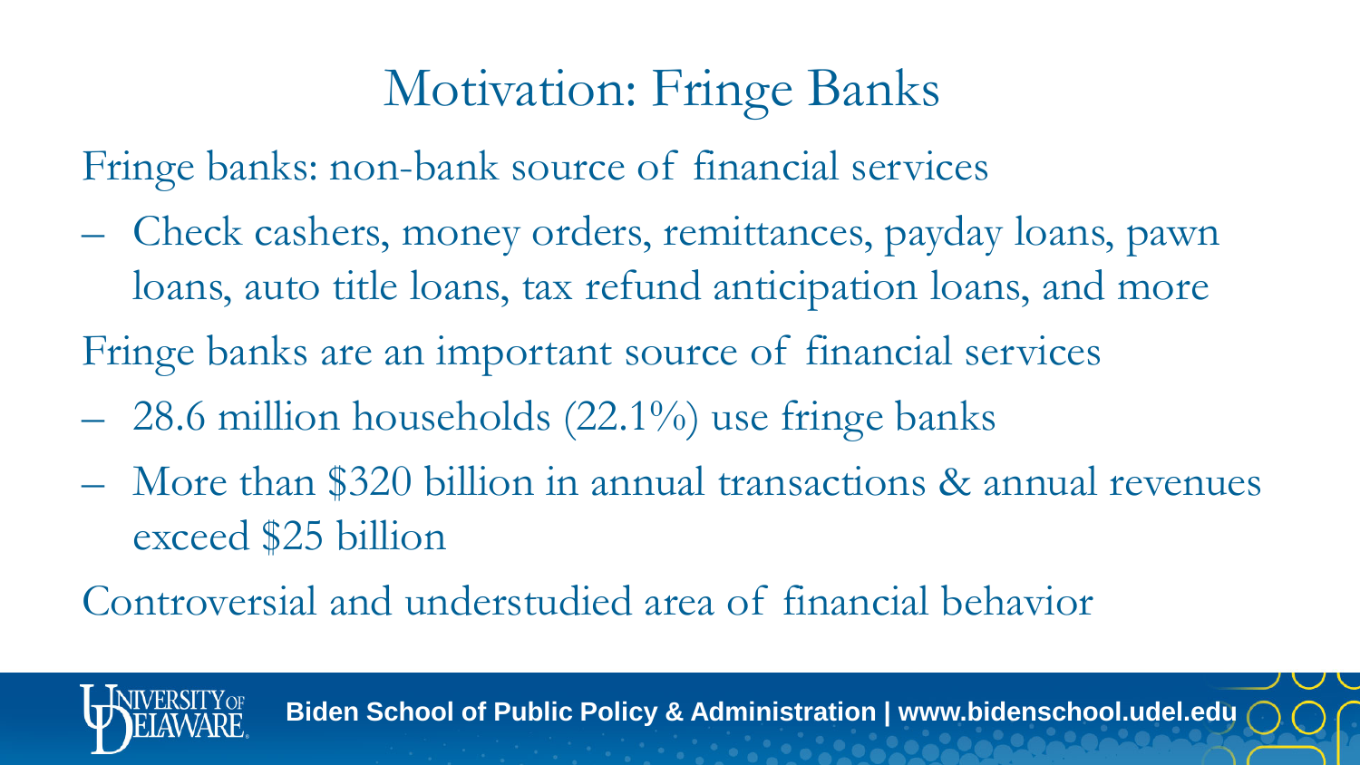# Motivation: Fringe Banks

Fringe banks: non-bank source of financial services

- Check cashers, money orders, remittances, payday loans, pawn loans, auto title loans, tax refund anticipation loans, and more

Fringe banks are an important source of financial services

- 28.6 million households (22.1%) use fringe banks
- More than $320 billion in annual transactions & annual revenues exceed $25 billion

Controversial and understudied area of financial behavior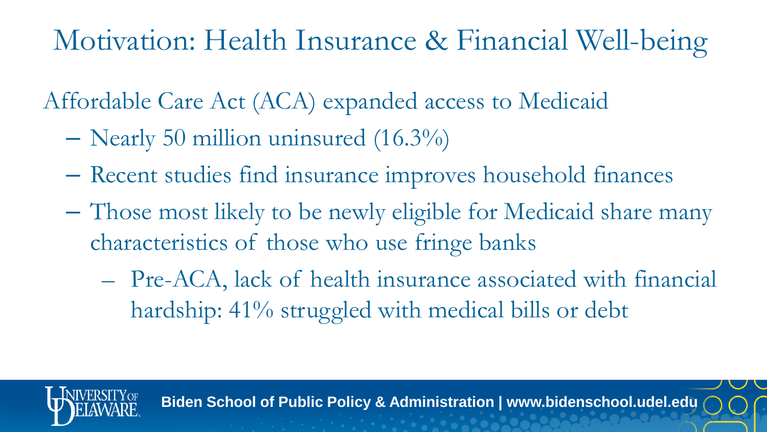# Motivation: Health Insurance & Financial Well-being

Affordable Care Act (ACA) expanded access to Medicaid

- Nearly 50 million uninsured (16.3%)
- Recent studies find insurance improves household finances
- Those most likely to be newly eligible for Medicaid share many characteristics of those who use fringe banks
  - Pre-ACA, lack of health insurance associated with financial hardship: 41% struggled with medical bills or debt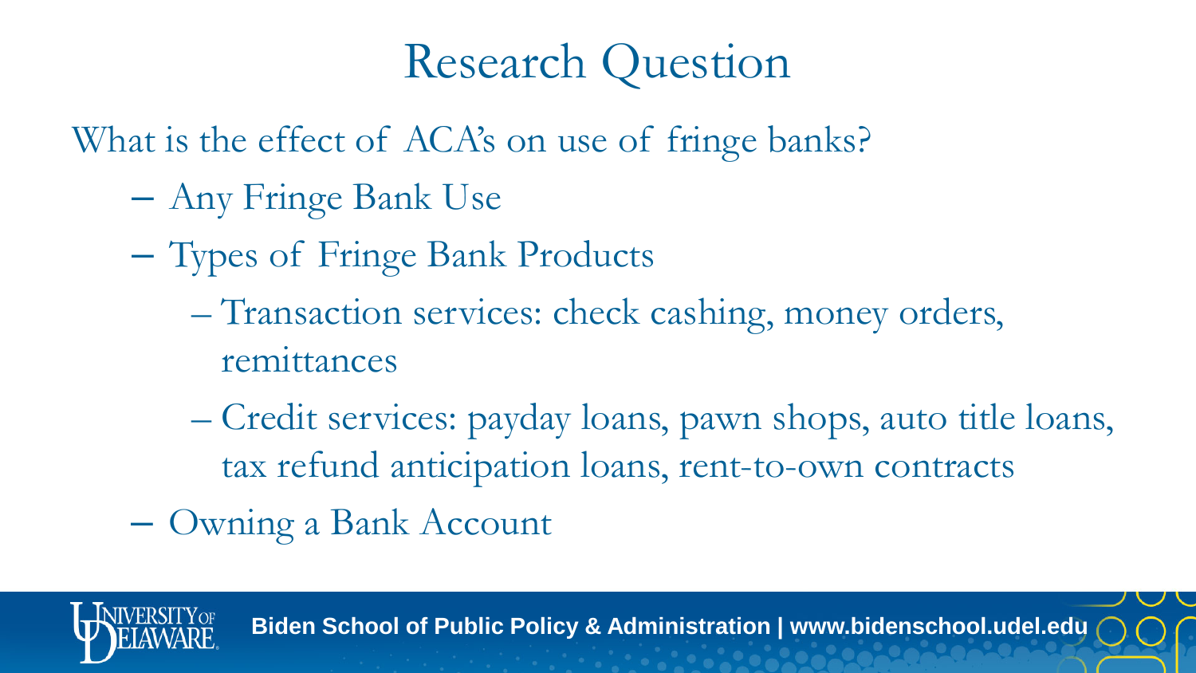# Research Question

What is the effect of ACA's on use of fringe banks?

- Any Fringe Bank Use
- Types of Fringe Bank Products
  - Transaction services: check cashing, money orders, remittances
  - Credit services: payday loans, pawn shops, auto title loans, tax refund anticipation loans, rent-to-own contracts
- Owning a Bank Account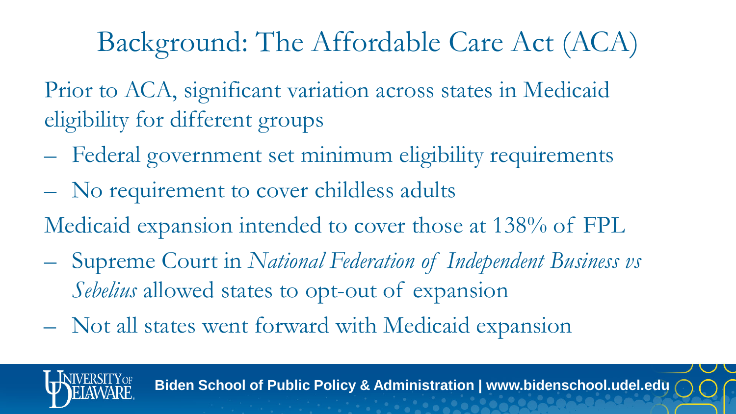# Background: The Affordable Care Act (ACA)

Prior to ACA, significant variation across states in Medicaid eligibility for different groups

- Federal government set minimum eligibility requirements
- No requirement to cover childless adults

Medicaid expansion intended to cover those at 138% of FPL

- Supreme Court in *National Federation of Independent Business vs Sebelius* allowed states to opt-out of expansion
- Not all states went forward with Medicaid expansion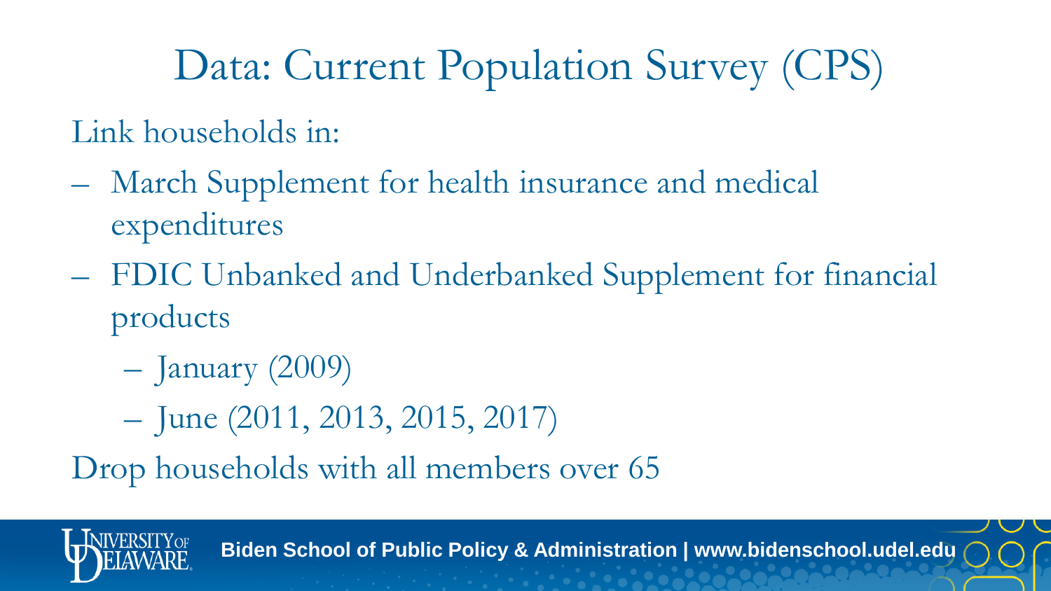# Data: Current Population Survey (CPS)

Link households in:

- March Supplement for health insurance and medical expenditures
- FDIC Unbanked and Underbanked Supplement for financial products
  - January (2009)
  - June (2011, 2013, 2015, 2017)

Drop households with all members over 65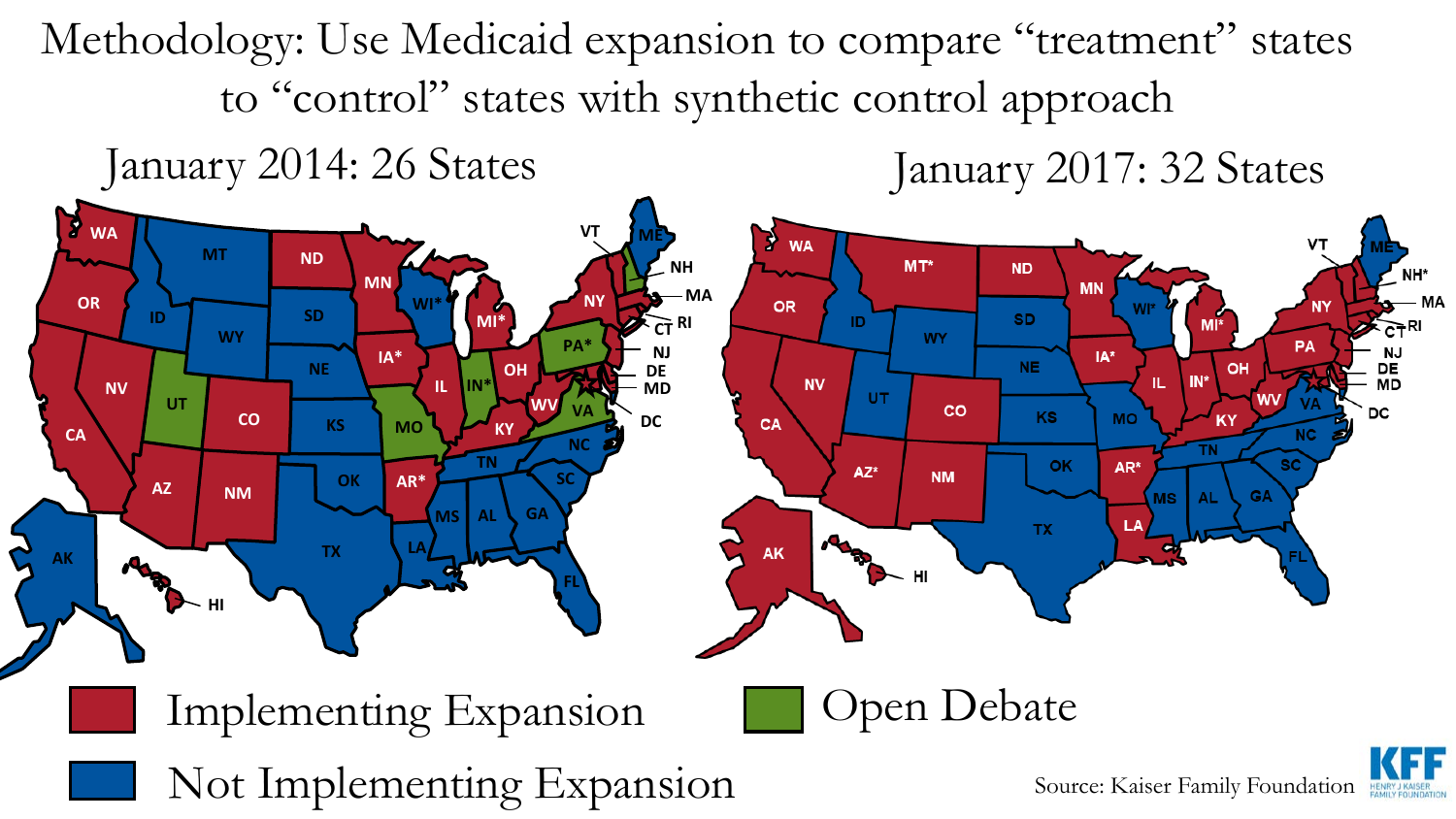# Methodology: Use Medicaid expansion to compare "treatment" states to "control" states with synthetic control approach

January 2014: 26 States

January 2017: 32 States

Implementing Expansion

Not Implementing Expansion

Open Debate

Source: Kaiser Family Foundation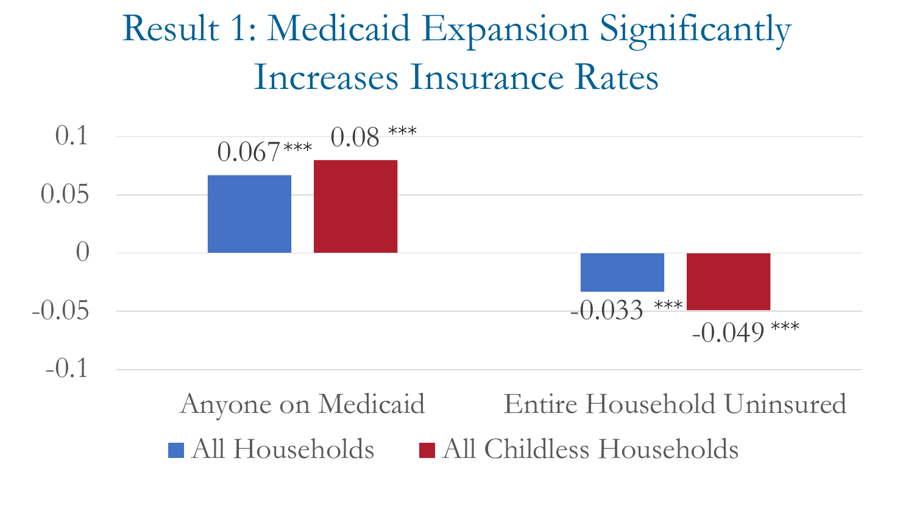# Result 1: Medicaid Expansion Significantly Increases Insurance Rates

| | All Households | All Childless Households |
|---|---|---|
| Anyone on Medicaid | 0.067*** | 0.08 *** |
| Entire Household Uninsured | -0.033 *** | -0.049 *** |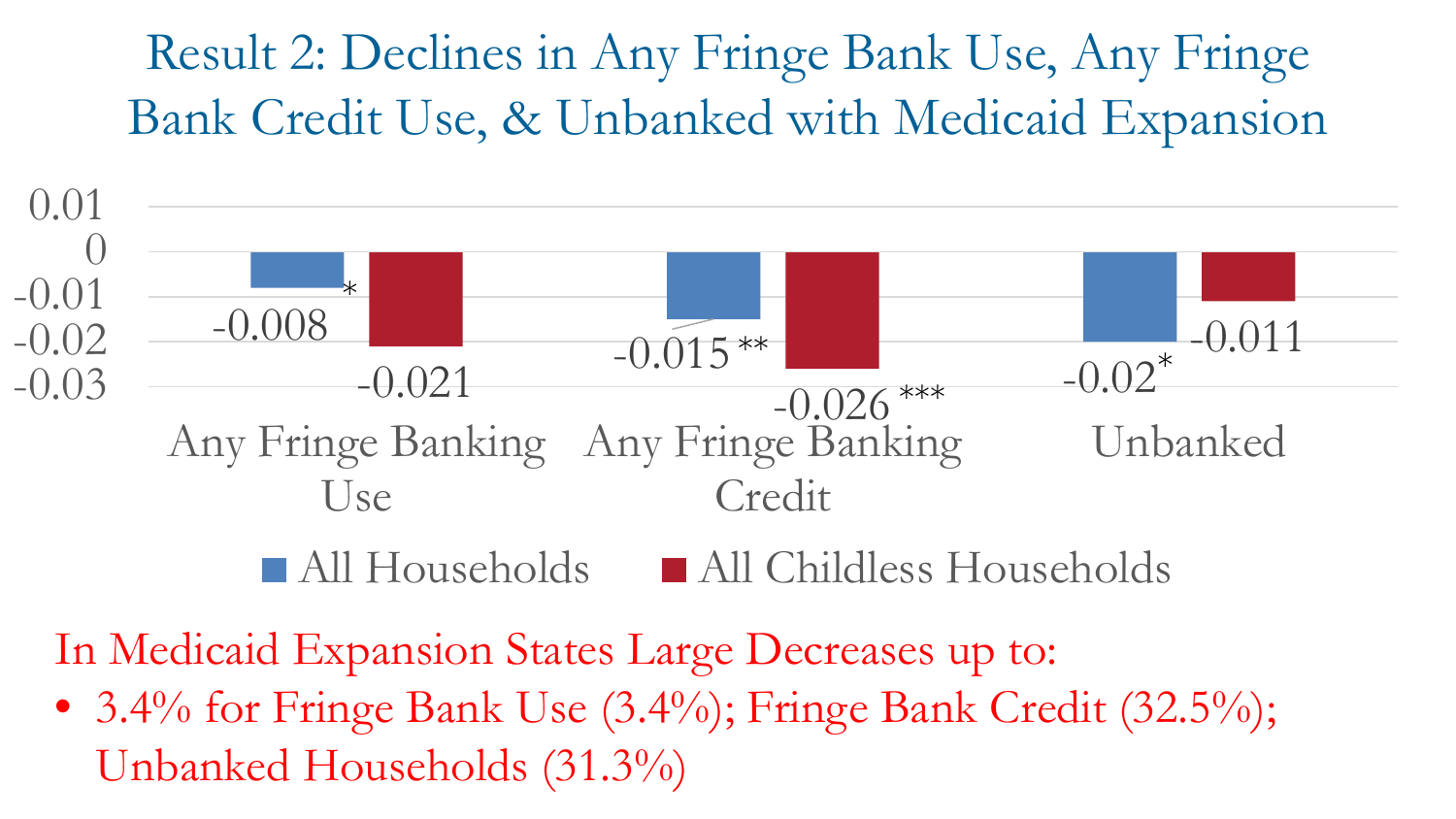# Result 2: Declines in Any Fringe Bank Use, Any Fringe Bank Credit Use, & Unbanked with Medicaid Expansion

| | All Households | All Childless Households |
|---|---|---|
| Any Fringe Banking Use | -0.008* | -0.021 |
| Any Fringe Banking Credit | -0.015** | -0.026*** |
| Unbanked | -0.02* | -0.011 |

In Medicaid Expansion States Large Decreases up to:

- 3.4% for Fringe Bank Use (3.4%); Fringe Bank Credit (32.5%); Unbanked Households (31.3%)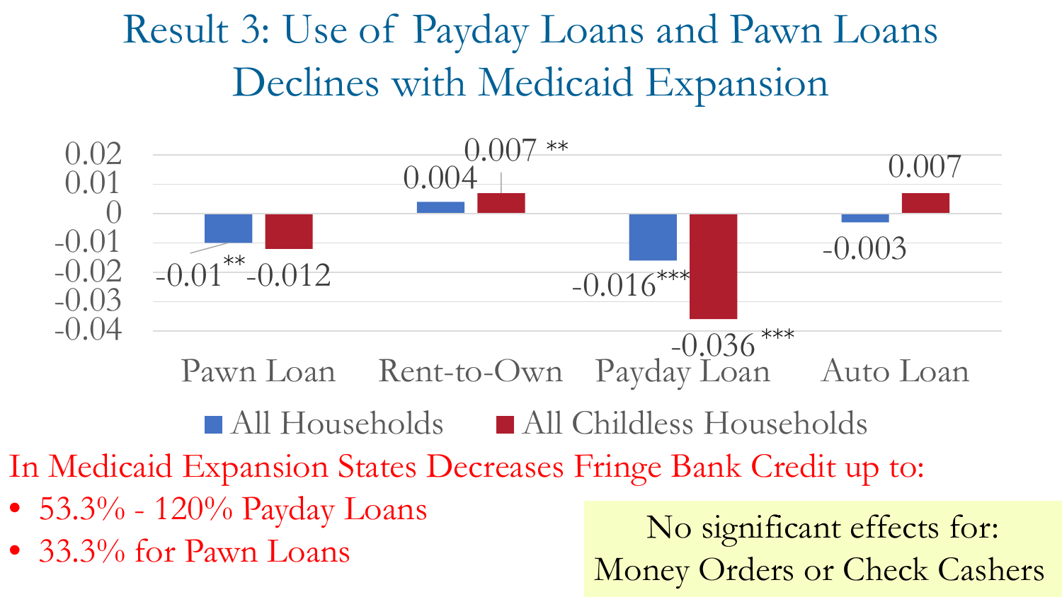# Result 3: Use of Payday Loans and Pawn Loans Declines with Medicaid Expansion

| | All Households | All Childless Households |
|---|---|---|
| Pawn Loan | -0.01** | -0.012 |
| Rent-to-Own | 0.004 | 0.007 ** |
| Payday Loan | -0.016*** | -0.036 *** |
| Auto Loan | -0.003 | 0.007 |

In Medicaid Expansion States Decreases Fringe Bank Credit up to:

- 53.3% - 120% Payday Loans
- 33.3% for Pawn Loans

No significant effects for:
Money Orders or Check Cashers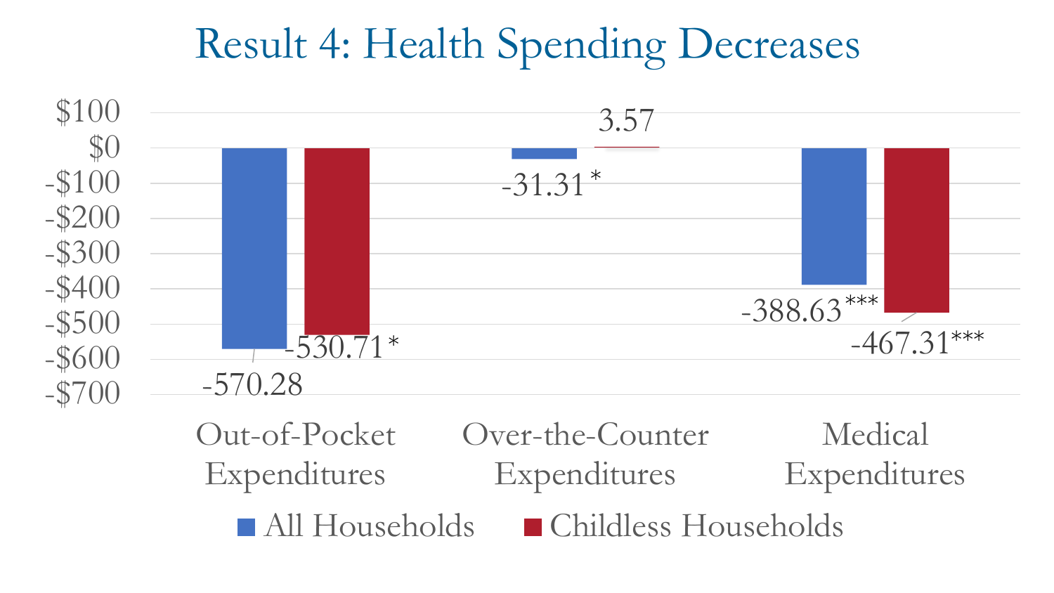# Result 4: Health Spending Decreases

| | All Households | Childless Households |
|---|---|---|
| Out-of-Pocket Expenditures | -570.28 | -530.71* |
| Over-the-Counter Expenditures | -31.31* | 3.57 |
| Medical Expenditures | -388.63*** | -467.31*** |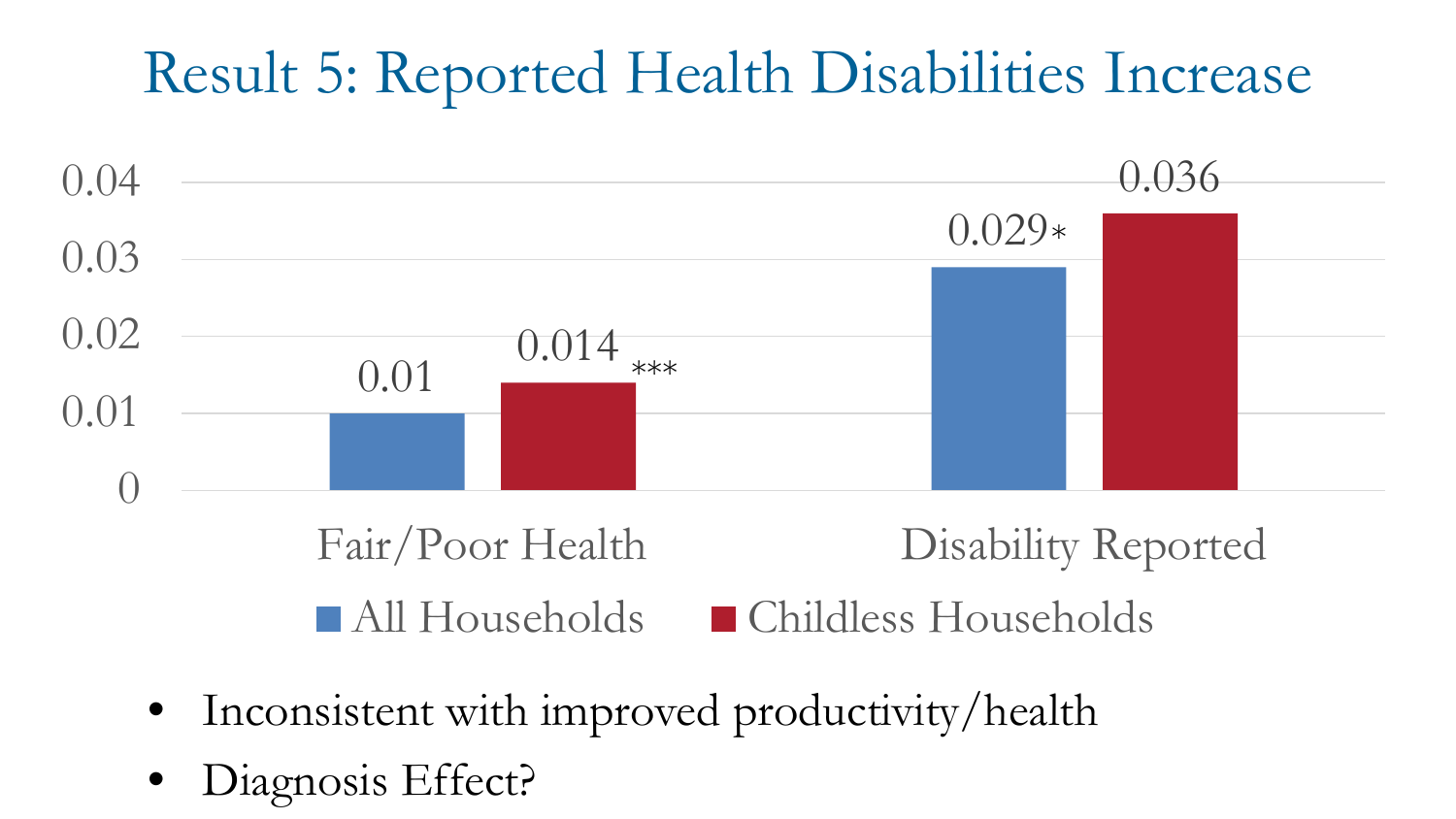# Result 5: Reported Health Disabilities Increase

| | All Households | Childless Households |
|---|---|---|
| Fair/Poor Health | 0.01 | 0.014*** |
| Disability Reported | 0.029* | 0.036 |

- Inconsistent with improved productivity/health
- Diagnosis Effect?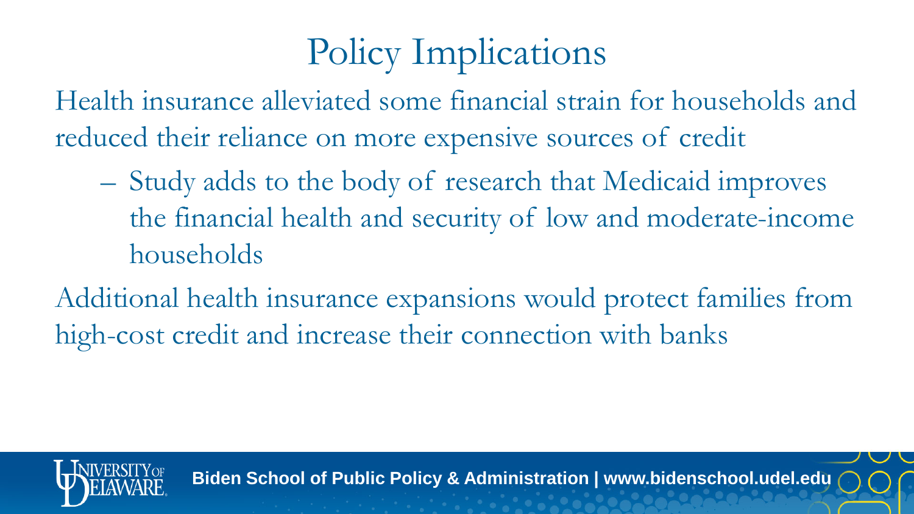# Policy Implications

Health insurance alleviated some financial strain for households and reduced their reliance on more expensive sources of credit

- Study adds to the body of research that Medicaid improves the financial health and security of low and moderate-income households

Additional health insurance expansions would protect families from high-cost credit and increase their connection with banks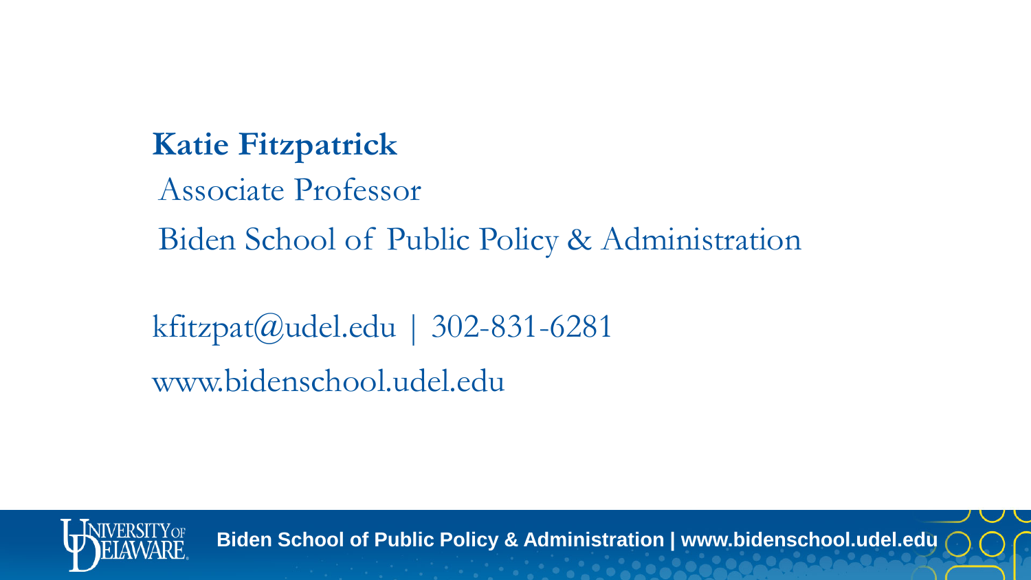**Katie Fitzpatrick**

Associate Professor

Biden School of Public Policy & Administration

kfitzpat@udel.edu | 302-831-6281

www.bidenschool.udel.edu